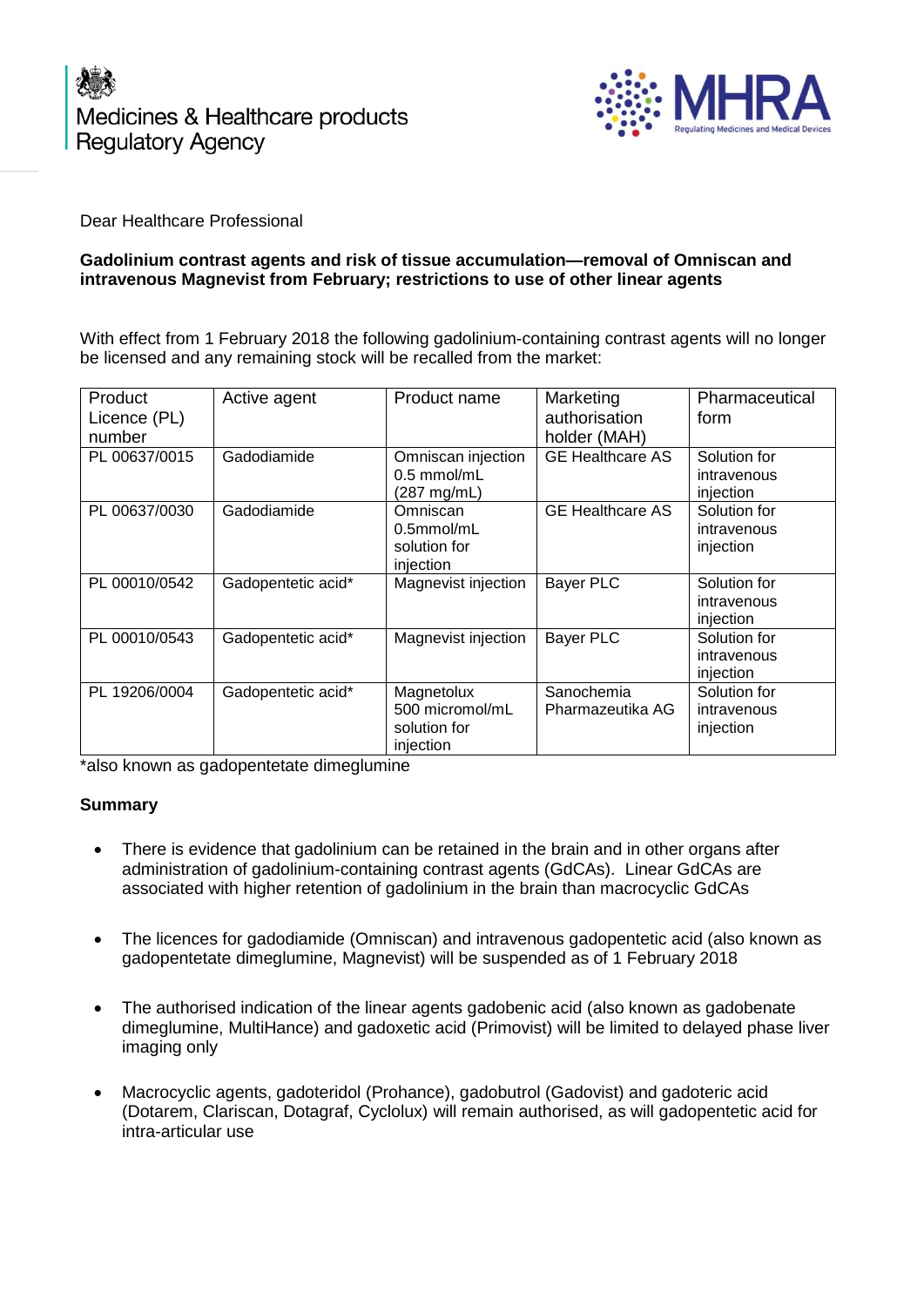Medicines & Healthcare products Regulatory Agency

MHRA Regulating Medicines and Medical Devices

Dear Healthcare Professional

**Gadolinium contrast agents and risk of tissue accumulation—removal of Omniscan and intravenous Magnevist from February; restrictions to use of other linear agents**

With effect from 1 February 2018 the following gadolinium-containing contrast agents will no longer be licensed and any remaining stock will be recalled from the market:

| Product Licence (PL) number | Active agent | Product name | Marketing authorisation holder (MAH) | Pharmaceutical form |
|---|---|---|---|---|
| PL 00637/0015 | Gadodiamide | Omniscan injection 0.5 mmol/mL (287 mg/mL) | GE Healthcare AS | Solution for intravenous injection |
| PL 00637/0030 | Gadodiamide | Omniscan 0.5mmol/mL solution for injection | GE Healthcare AS | Solution for intravenous injection |
| PL 00010/0542 | Gadopentetic acid* | Magnevist injection | Bayer PLC | Solution for intravenous injection |
| PL 00010/0543 | Gadopentetic acid* | Magnevist injection | Bayer PLC | Solution for intravenous injection |
| PL 19206/0004 | Gadopentetic acid* | Magnetolux 500 micromol/mL solution for injection | Sanochemia Pharmazeutika AG | Solution for intravenous injection |

*also known as gadopentetate dimeglumine

**Summary**

- There is evidence that gadolinium can be retained in the brain and in other organs after administration of gadolinium-containing contrast agents (GdCAs). Linear GdCAs are associated with higher retention of gadolinium in the brain than macrocyclic GdCAs
- The licences for gadodiamide (Omniscan) and intravenous gadopentetic acid (also known as gadopentetate dimeglumine, Magnevist) will be suspended as of 1 February 2018
- The authorised indication of the linear agents gadobenic acid (also known as gadobenate dimeglumine, MultiHance) and gadoxetic acid (Primovist) will be limited to delayed phase liver imaging only
- Macrocyclic agents, gadoteridol (Prohance), gadobutrol (Gadovist) and gadoteric acid (Dotarem, Clariscan, Dotagraf, Cyclolux) will remain authorised, as will gadopentetic acid for intra-articular use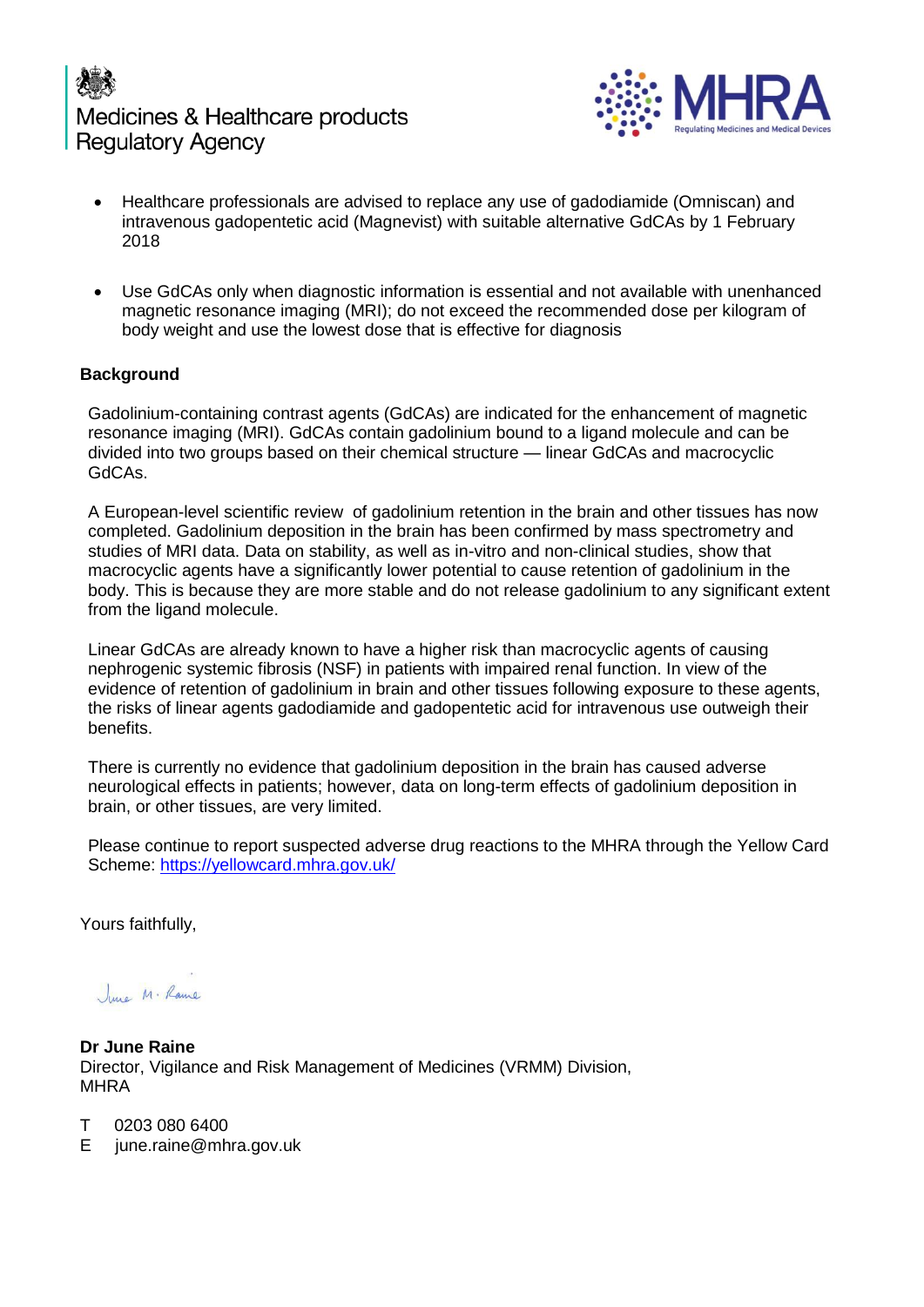- Healthcare professionals are advised to replace any use of gadodiamide (Omniscan) and intravenous gadopentetic acid (Magnevist) with suitable alternative GdCAs by 1 February 2018

- Use GdCAs only when diagnostic information is essential and not available with unenhanced magnetic resonance imaging (MRI); do not exceed the recommended dose per kilogram of body weight and use the lowest dose that is effective for diagnosis

**Background**

Gadolinium-containing contrast agents (GdCAs) are indicated for the enhancement of magnetic resonance imaging (MRI). GdCAs contain gadolinium bound to a ligand molecule and can be divided into two groups based on their chemical structure — linear GdCAs and macrocyclic GdCAs.

A European-level scientific review of gadolinium retention in the brain and other tissues has now completed. Gadolinium deposition in the brain has been confirmed by mass spectrometry and studies of MRI data. Data on stability, as well as in-vitro and non-clinical studies, show that macrocyclic agents have a significantly lower potential to cause retention of gadolinium in the body. This is because they are more stable and do not release gadolinium to any significant extent from the ligand molecule.

Linear GdCAs are already known to have a higher risk than macrocyclic agents of causing nephrogenic systemic fibrosis (NSF) in patients with impaired renal function. In view of the evidence of retention of gadolinium in brain and other tissues following exposure to these agents, the risks of linear agents gadodiamide and gadopentetic acid for intravenous use outweigh their benefits.

There is currently no evidence that gadolinium deposition in the brain has caused adverse neurological effects in patients; however, data on long-term effects of gadolinium deposition in brain, or other tissues, are very limited.

Please continue to report suspected adverse drug reactions to the MHRA through the Yellow Card Scheme: https://yellowcard.mhra.gov.uk/

Yours faithfully,

June M. Raine

**Dr June Raine**
Director, Vigilance and Risk Management of Medicines (VRMM) Division,
MHRA

T 0203 080 6400
E june.raine@mhra.gov.uk